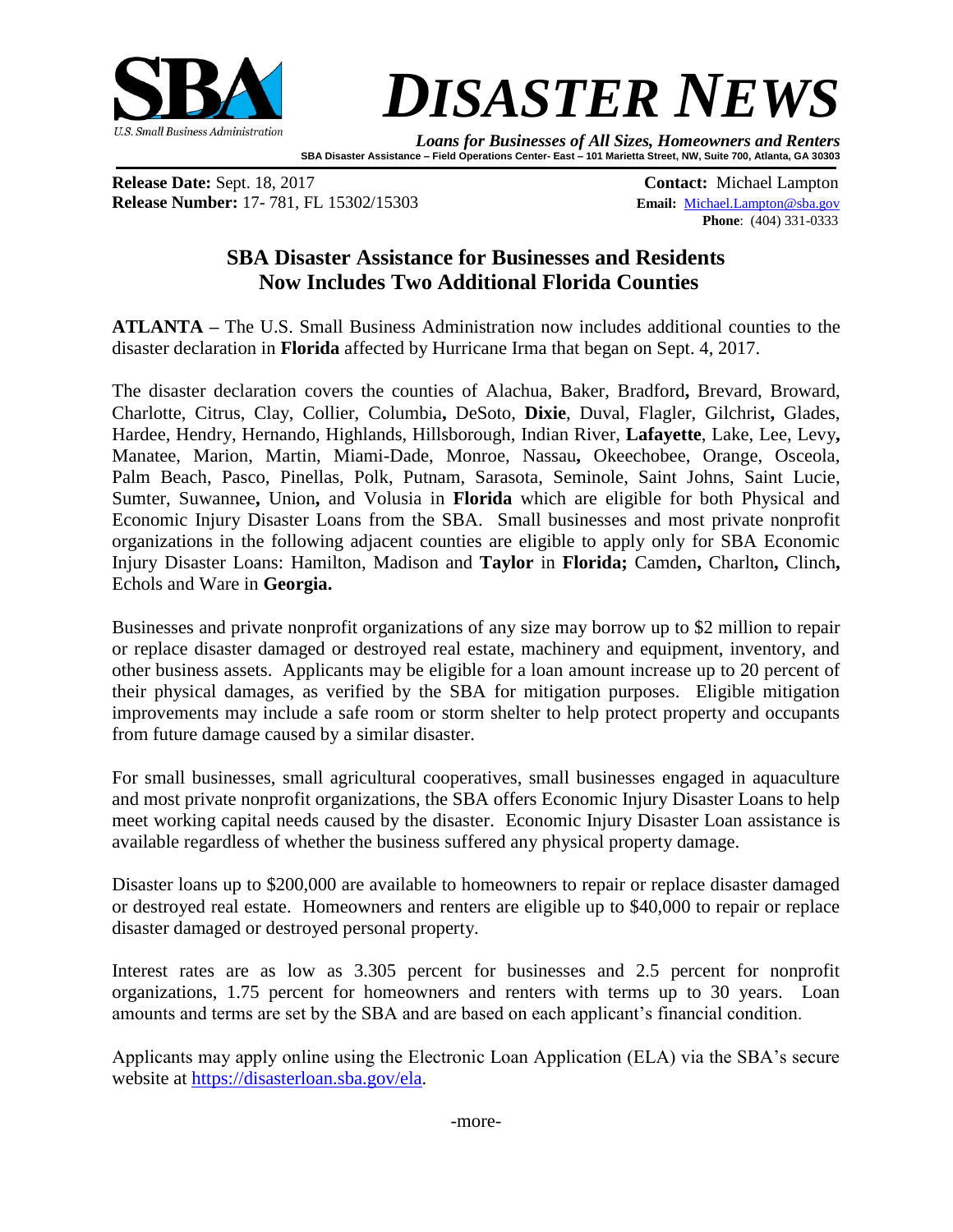**SBA** U.S. Small Business Administration

# *DISASTER NEWS*

***Loans for Businesses of All Sizes, Homeowners and Renters***

**SBA Disaster Assistance – Field Operations Center- East – 101 Marietta Street, NW, Suite 700, Atlanta, GA 30303**

**Release Date:** Sept. 18, 2017
**Release Number:** 17- 781, FL 15302/15303

**Contact:** Michael Lampton
**Email:** Michael.Lampton@sba.gov
**Phone**: (404) 331-0333

## SBA Disaster Assistance for Businesses and Residents Now Includes Two Additional Florida Counties

**ATLANTA** – The U.S. Small Business Administration now includes additional counties to the disaster declaration in **Florida** affected by Hurricane Irma that began on Sept. 4, 2017.

The disaster declaration covers the counties of Alachua, Baker, Bradford**,** Brevard, Broward, Charlotte, Citrus, Clay, Collier, Columbia**,** DeSoto, **Dixie**, Duval, Flagler, Gilchrist**,** Glades, Hardee, Hendry, Hernando, Highlands, Hillsborough, Indian River, **Lafayette**, Lake, Lee, Levy**,** Manatee, Marion, Martin, Miami-Dade, Monroe, Nassau**,** Okeechobee, Orange, Osceola, Palm Beach, Pasco, Pinellas, Polk, Putnam, Sarasota, Seminole, Saint Johns, Saint Lucie, Sumter, Suwannee**,** Union**,** and Volusia in **Florida** which are eligible for both Physical and Economic Injury Disaster Loans from the SBA. Small businesses and most private nonprofit organizations in the following adjacent counties are eligible to apply only for SBA Economic Injury Disaster Loans: Hamilton, Madison and **Taylor** in **Florida;** Camden**,** Charlton**,** Clinch**,** Echols and Ware in **Georgia.**

Businesses and private nonprofit organizations of any size may borrow up to $2 million to repair or replace disaster damaged or destroyed real estate, machinery and equipment, inventory, and other business assets. Applicants may be eligible for a loan amount increase up to 20 percent of their physical damages, as verified by the SBA for mitigation purposes. Eligible mitigation improvements may include a safe room or storm shelter to help protect property and occupants from future damage caused by a similar disaster.

For small businesses, small agricultural cooperatives, small businesses engaged in aquaculture and most private nonprofit organizations, the SBA offers Economic Injury Disaster Loans to help meet working capital needs caused by the disaster. Economic Injury Disaster Loan assistance is available regardless of whether the business suffered any physical property damage.

Disaster loans up to $200,000 are available to homeowners to repair or replace disaster damaged or destroyed real estate. Homeowners and renters are eligible up to $40,000 to repair or replace disaster damaged or destroyed personal property.

Interest rates are as low as 3.305 percent for businesses and 2.5 percent for nonprofit organizations, 1.75 percent for homeowners and renters with terms up to 30 years. Loan amounts and terms are set by the SBA and are based on each applicant's financial condition.

Applicants may apply online using the Electronic Loan Application (ELA) via the SBA's secure website at https://disasterloan.sba.gov/ela.

-more-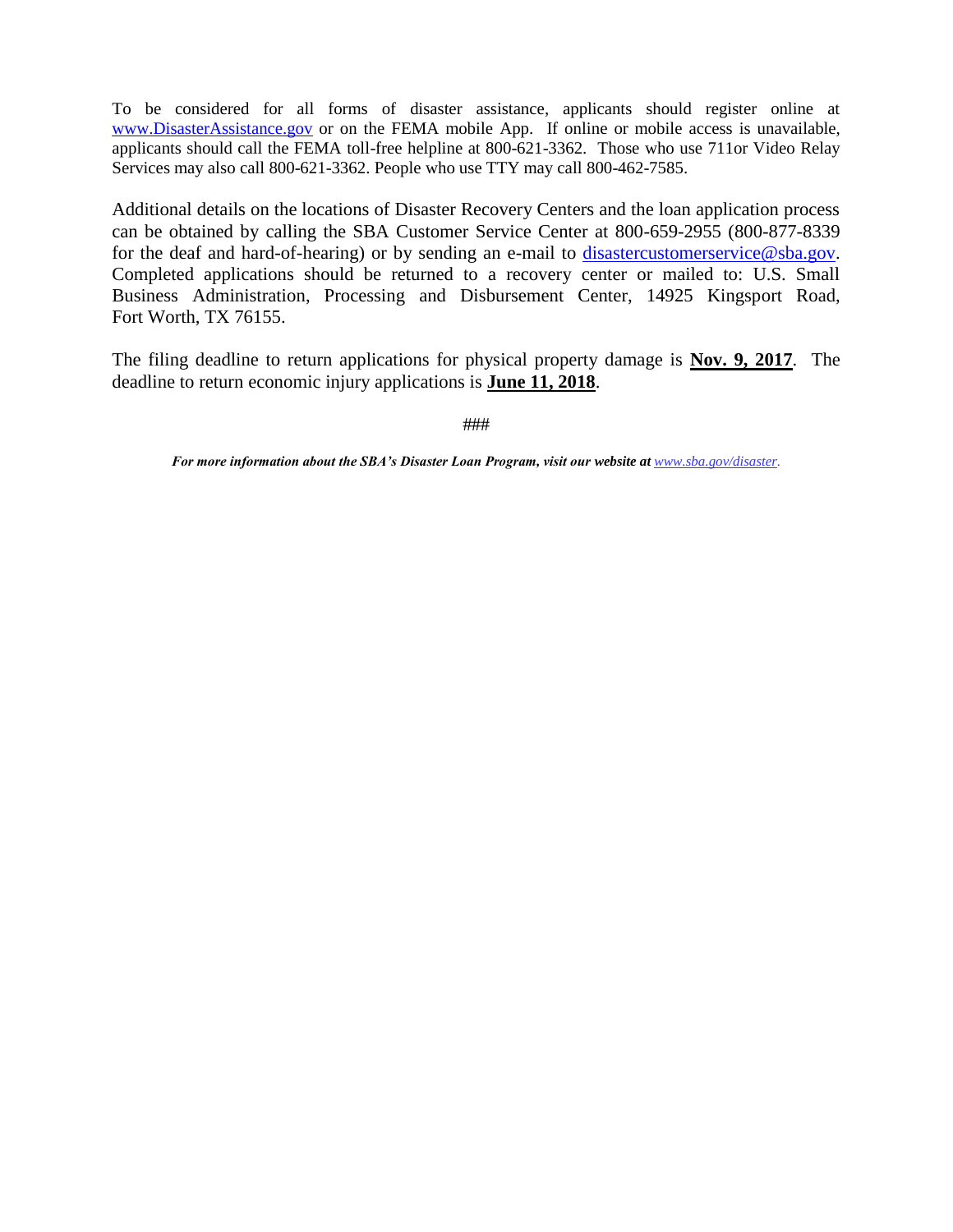To be considered for all forms of disaster assistance, applicants should register online at [www.DisasterAssistance.gov](http://www.DisasterAssistance.gov) or on the FEMA mobile App. If online or mobile access is unavailable, applicants should call the FEMA toll-free helpline at 800-621-3362. Those who use 711or Video Relay Services may also call 800-621-3362. People who use TTY may call 800-462-7585.

Additional details on the locations of Disaster Recovery Centers and the loan application process can be obtained by calling the SBA Customer Service Center at 800-659-2955 (800-877-8339 for the deaf and hard-of-hearing) or by sending an e-mail to [disastercustomerservice@sba.gov](mailto:disastercustomerservice@sba.gov). Completed applications should be returned to a recovery center or mailed to: U.S. Small Business Administration, Processing and Disbursement Center, 14925 Kingsport Road, Fort Worth, TX 76155.

The filing deadline to return applications for physical property damage is **Nov. 9, 2017**. The deadline to return economic injury applications is **June 11, 2018**.

###

***For more information about the SBA's Disaster Loan Program, visit our website at** [www.sba.gov/disaster](http://www.sba.gov/disaster).*